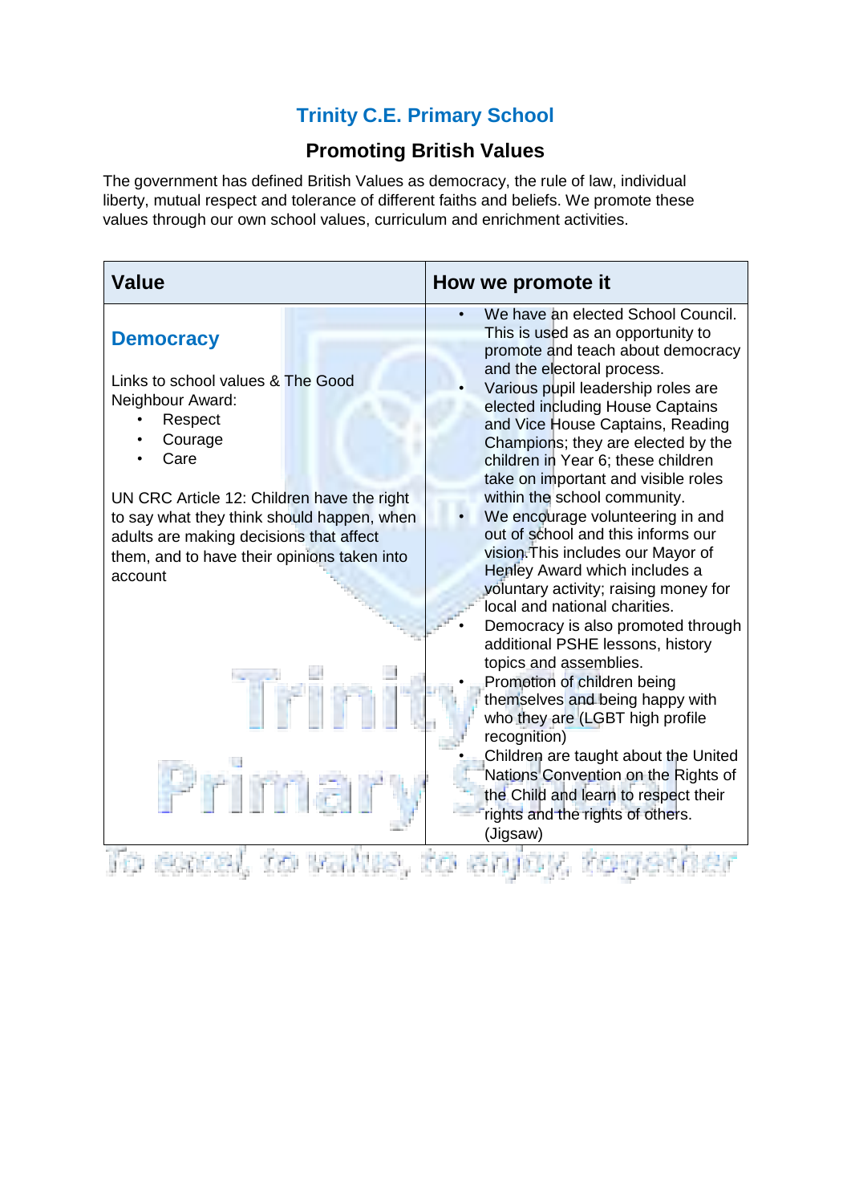# Trinity C.E. Primary School

## Promoting British Values

The government has defined British Values as democracy, the rule of law, individual liberty, mutual respect and tolerance of different faiths and beliefs. We promote these values through our own school values, curriculum and enrichment activities.

| Value | How we promote it |
|---|---|
| **Democracy**<br><br>Links to school values & The Good Neighbour Award:<br>• Respect<br>• Courage<br>• Care<br><br>UN CRC Article 12: Children have the right to say what they think should happen, when adults are making decisions that affect them, and to have their opinions taken into account | • We have an elected School Council. This is used as an opportunity to promote and teach about democracy and the electoral process.<br>• Various pupil leadership roles are elected including House Captains and Vice House Captains, Reading Champions; they are elected by the children in Year 6; these children take on important and visible roles within the school community.<br>• We encourage volunteering in and out of school and this informs our vision.This includes our Mayor of Henley Award which includes a voluntary activity; raising money for local and national charities.<br>• Democracy is also promoted through additional PSHE lessons, history topics and assemblies.<br>• Promotion of children being themselves and being happy with who they are (LGBT high profile recognition)<br>• Children are taught about the United Nations Convention on the Rights of the Child and learn to respect their rights and the rights of others. (Jigsaw) |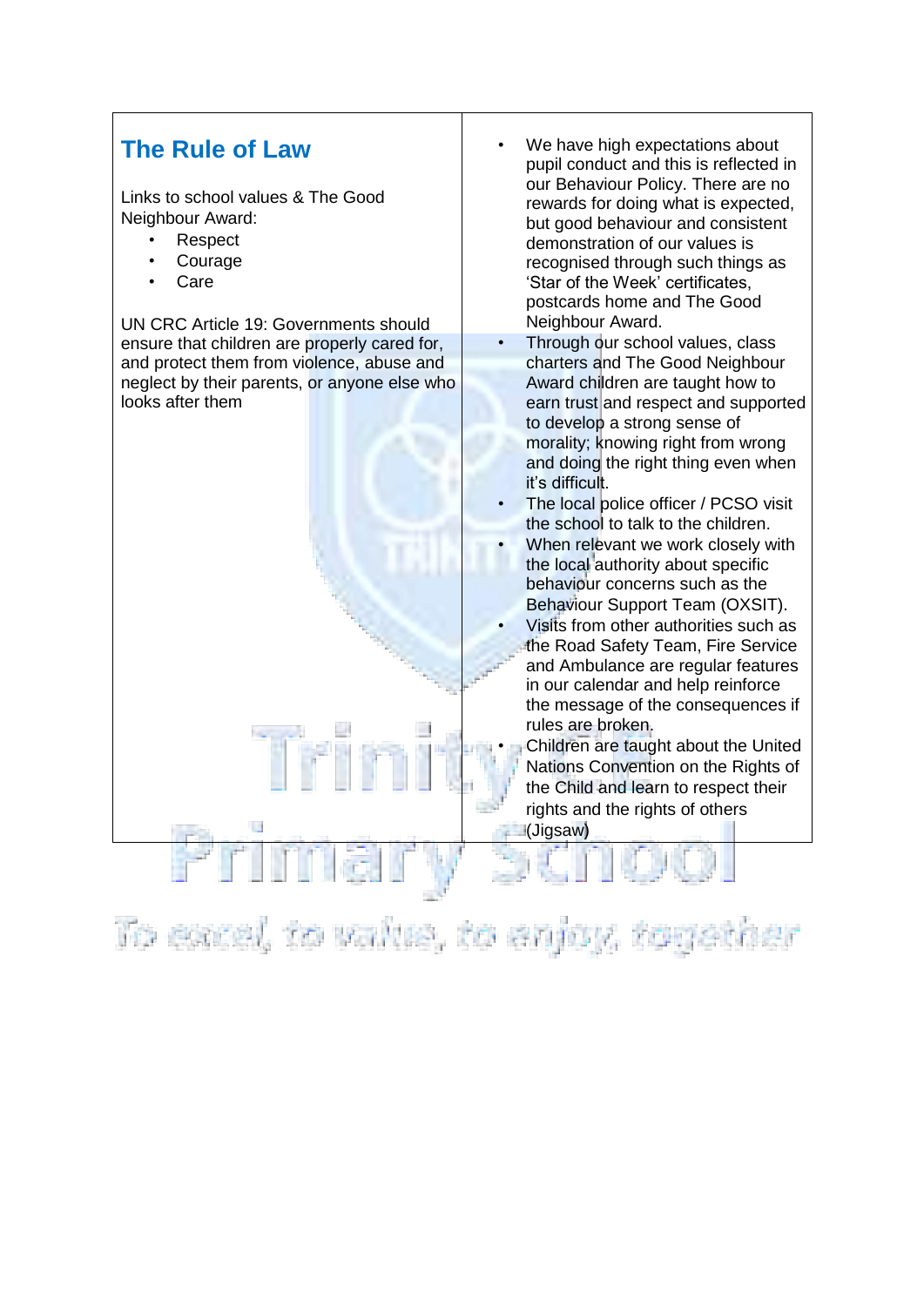| ## The Rule of Law<br><br>Links to school values & The Good Neighbour Award:<br>• Respect<br>• Courage<br>• Care<br><br>UN CRC Article 19: Governments should ensure that children are properly cared for, and protect them from violence, abuse and neglect by their parents, or anyone else who looks after them | • We have high expectations about pupil conduct and this is reflected in our Behaviour Policy. There are no rewards for doing what is expected, but good behaviour and consistent demonstration of our values is recognised through such things as 'Star of the Week' certificates, postcards home and The Good Neighbour Award.<br>• Through our school values, class charters and The Good Neighbour Award children are taught how to earn trust and respect and supported to develop a strong sense of morality; knowing right from wrong and doing the right thing even when it's difficult.<br>• The local police officer / PCSO visit the school to talk to the children.<br>• When relevant we work closely with the local authority about specific behaviour concerns such as the Behaviour Support Team (OXSIT).<br>• Visits from other authorities such as the Road Safety Team, Fire Service and Ambulance are regular features in our calendar and help reinforce the message of the consequences if rules are broken.<br>• Children are taught about the United Nations Convention on the Rights of the Child and learn to respect their rights and the rights of others (Jigsaw) |
|---|---|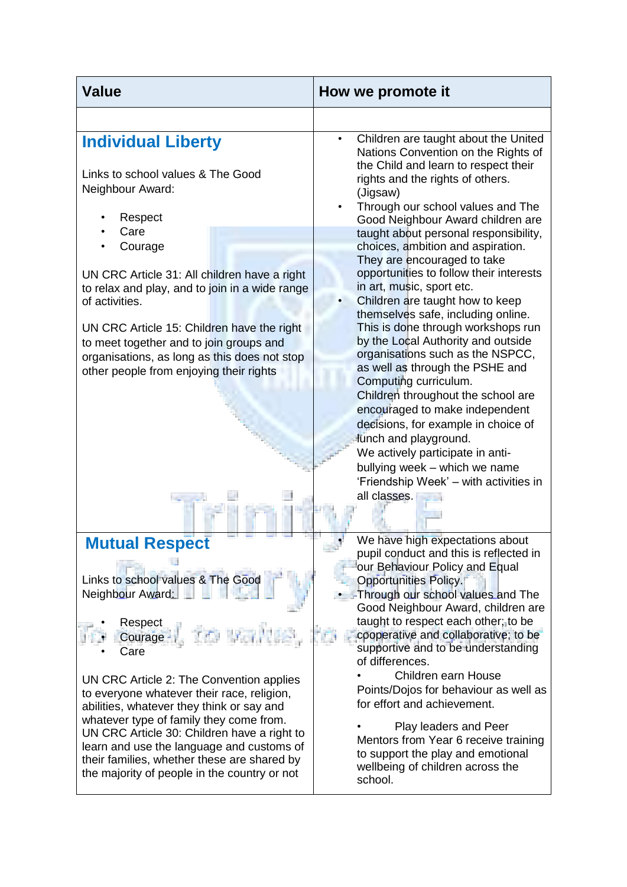| Value | How we promote it |
|---|---|
| | |
| **Individual Liberty**<br><br>Links to school values & The Good Neighbour Award:<br><br>• Respect<br>• Care<br>• Courage<br><br>UN CRC Article 31: All children have a right to relax and play, and to join in a wide range of activities.<br><br>UN CRC Article 15: Children have the right to meet together and to join groups and organisations, as long as this does not stop other people from enjoying their rights | • Children are taught about the United Nations Convention on the Rights of the Child and learn to respect their rights and the rights of others. (Jigsaw)<br>• Through our school values and The Good Neighbour Award children are taught about personal responsibility, choices, ambition and aspiration. They are encouraged to take opportunities to follow their interests in art, music, sport etc.<br>• Children are taught how to keep themselves safe, including online. This is done through workshops run by the Local Authority and outside organisations such as the NSPCC, as well as through the PSHE and Computing curriculum. Children throughout the school are encouraged to make independent decisions, for example in choice of lunch and playground. We actively participate in anti-bullying week – which we name 'Friendship Week' – with activities in all classes. |
| **Mutual Respect**<br><br>Links to school values & The Good Neighbour Award:<br><br>• Respect<br>• Courage<br>• Care<br><br>UN CRC Article 2: The Convention applies to everyone whatever their race, religion, abilities, whatever they think or say and whatever type of family they come from. UN CRC Article 30: Children have a right to learn and use the language and customs of their families, whether these are shared by the majority of people in the country or not | • We have high expectations about pupil conduct and this is reflected in our Behaviour Policy and Equal Opportunities Policy.<br>• Through our school values and The Good Neighbour Award, children are taught to respect each other; to be cooperative and collaborative; to be supportive and to be understanding of differences.<br>• Children earn House Points/Dojos for behaviour as well as for effort and achievement.<br><br>• Play leaders and Peer Mentors from Year 6 receive training to support the play and emotional wellbeing of children across the school. |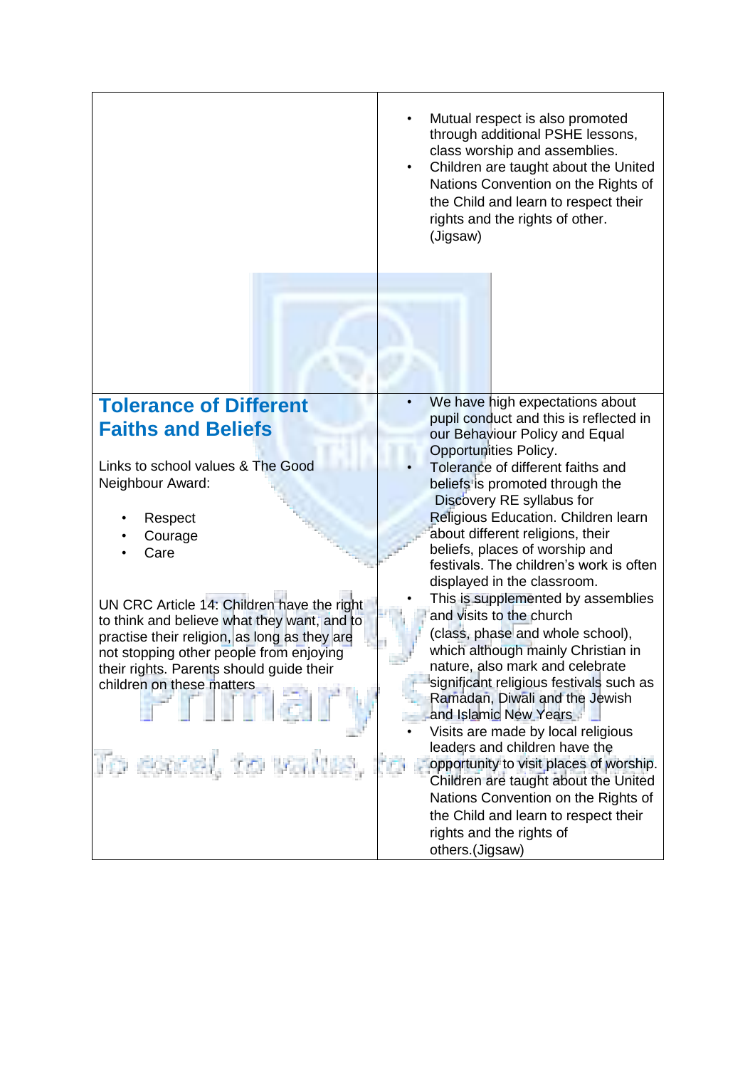| | |
|---|---|
| | • Mutual respect is also promoted through additional PSHE lessons, class worship and assemblies.<br>• Children are taught about the United Nations Convention on the Rights of the Child and learn to respect their rights and the rights of other. (Jigsaw) |
| **Tolerance of Different Faiths and Beliefs**<br><br>Links to school values & The Good Neighbour Award:<br><br>• Respect<br>• Courage<br>• Care<br><br>UN CRC Article 14: Children have the right to think and believe what they want, and to practise their religion, as long as they are not stopping other people from enjoying their rights. Parents should guide their children on these matters | • We have high expectations about pupil conduct and this is reflected in our Behaviour Policy and Equal Opportunities Policy.<br>• Tolerance of different faiths and beliefs is promoted through the Discovery RE syllabus for Religious Education. Children learn about different religions, their beliefs, places of worship and festivals. The children's work is often displayed in the classroom.<br>• This is supplemented by assemblies and visits to the church (class, phase and whole school), which although mainly Christian in nature, also mark and celebrate significant religious festivals such as Ramadan, Diwali and the Jewish and Islamic New Years<br>• Visits are made by local religious leaders and children have the opportunity to visit places of worship. Children are taught about the United Nations Convention on the Rights of the Child and learn to respect their rights and the rights of others.(Jigsaw) |